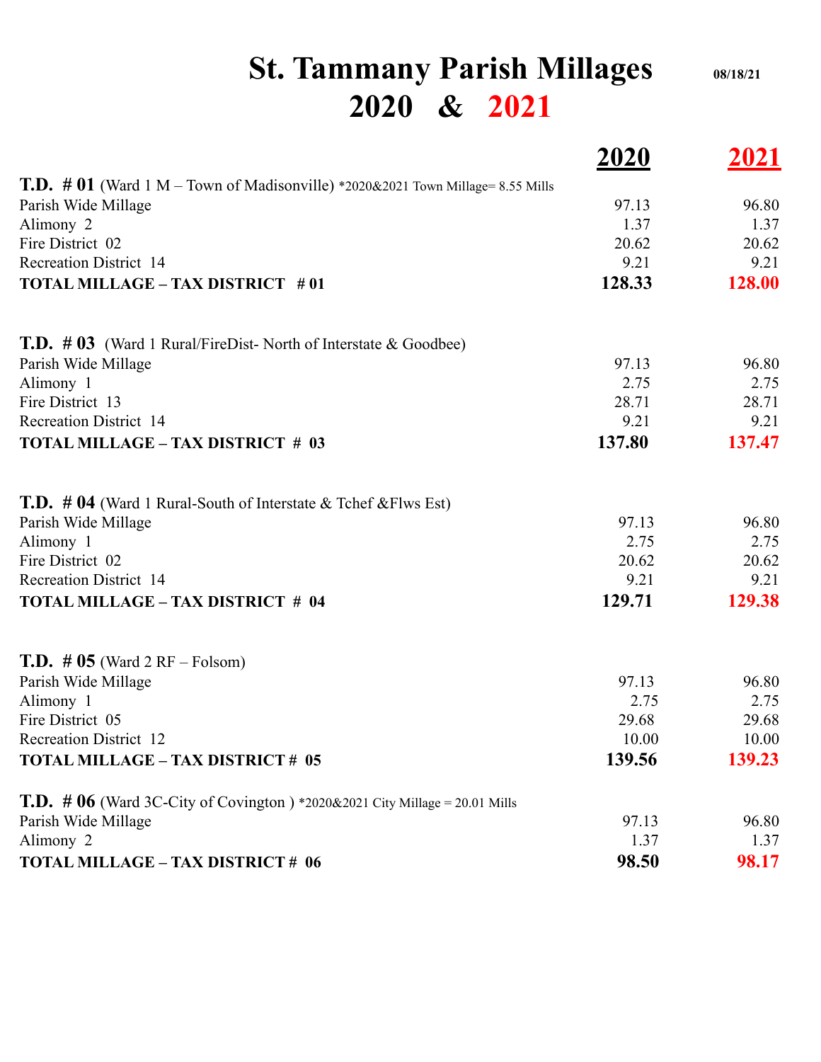# St. Tammany Parish Millages 2020 & 2021

08/18/21

| | 2020 | 2021 |
|---|---|---|
| **T.D. # 01** (Ward 1 M – Town of Madisonville) *2020&2021 Town Millage= 8.55 Mills | | |
| Parish Wide Millage | 97.13 | 96.80 |
| Alimony 2 | 1.37 | 1.37 |
| Fire District 02 | 20.62 | 20.62 |
| Recreation District 14 | 9.21 | 9.21 |
| **TOTAL MILLAGE – TAX DISTRICT # 01** | **128.33** | **128.00** |
| | | |
| **T.D. # 03** (Ward 1 Rural/FireDist- North of Interstate & Goodbee) | | |
| Parish Wide Millage | 97.13 | 96.80 |
| Alimony 1 | 2.75 | 2.75 |
| Fire District 13 | 28.71 | 28.71 |
| Recreation District 14 | 9.21 | 9.21 |
| **TOTAL MILLAGE – TAX DISTRICT # 03** | **137.80** | **137.47** |
| | | |
| **T.D. # 04** (Ward 1 Rural-South of Interstate & Tchef &Flws Est) | | |
| Parish Wide Millage | 97.13 | 96.80 |
| Alimony 1 | 2.75 | 2.75 |
| Fire District 02 | 20.62 | 20.62 |
| Recreation District 14 | 9.21 | 9.21 |
| **TOTAL MILLAGE – TAX DISTRICT # 04** | **129.71** | **129.38** |
| | | |
| **T.D. # 05** (Ward 2 RF – Folsom) | | |
| Parish Wide Millage | 97.13 | 96.80 |
| Alimony 1 | 2.75 | 2.75 |
| Fire District 05 | 29.68 | 29.68 |
| Recreation District 12 | 10.00 | 10.00 |
| **TOTAL MILLAGE – TAX DISTRICT # 05** | **139.56** | **139.23** |
| | | |
| **T.D. # 06** (Ward 3C-City of Covington ) *2020&2021 City Millage = 20.01 Mills | | |
| Parish Wide Millage | 97.13 | 96.80 |
| Alimony 2 | 1.37 | 1.37 |
| **TOTAL MILLAGE – TAX DISTRICT # 06** | **98.50** | **98.17** |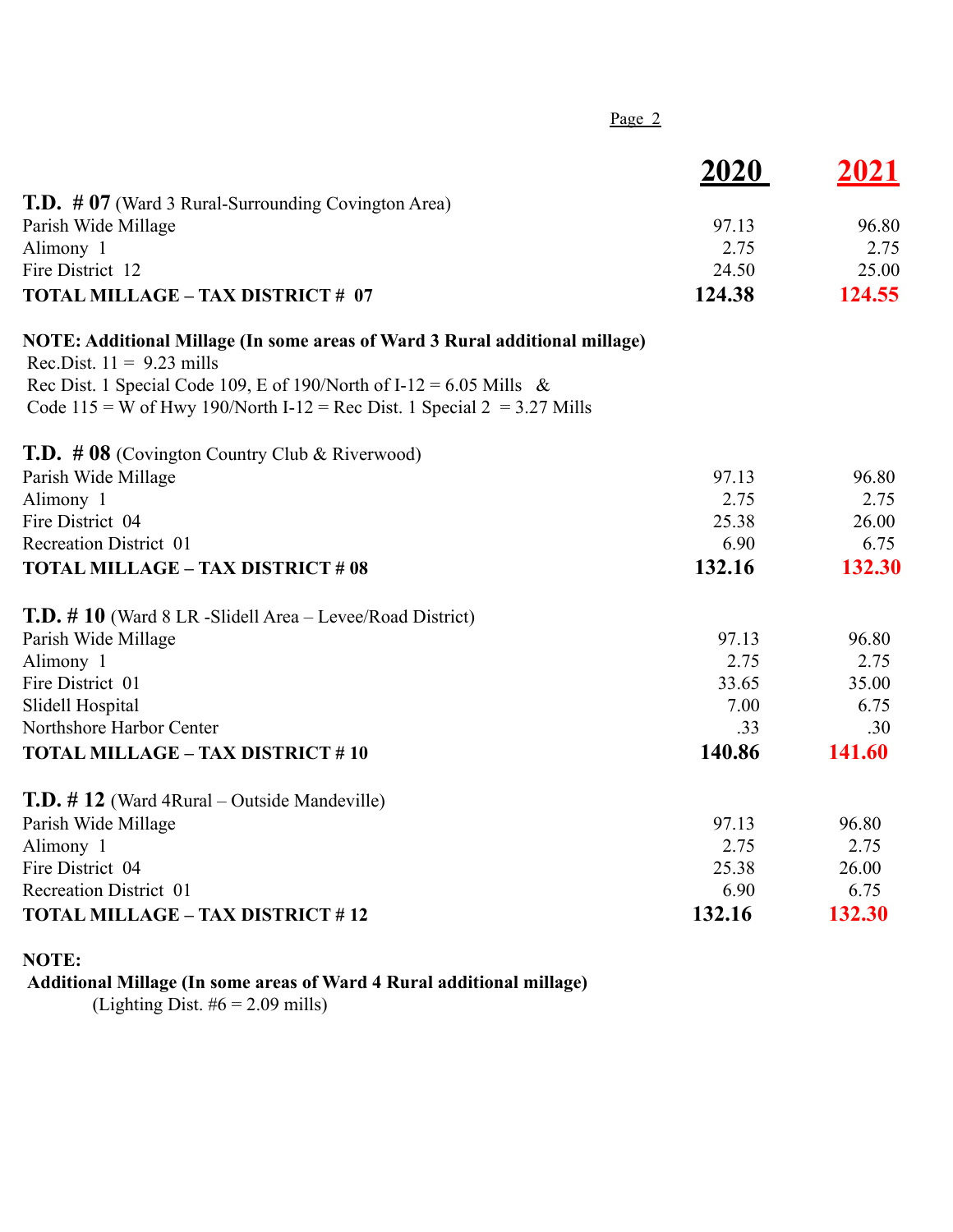| | 2020 | 2021 |
|---|---|---|
| **T.D. # 07** (Ward 3 Rural-Surrounding Covington Area) | | |
| Parish Wide Millage | 97.13 | 96.80 |
| Alimony 1 | 2.75 | 2.75 |
| Fire District 12 | 24.50 | 25.00 |
| **TOTAL MILLAGE – TAX DISTRICT # 07** | **124.38** | **124.55** |

**NOTE: Additional Millage (In some areas of Ward 3 Rural additional millage)**
Rec.Dist. 11 = 9.23 mills
Rec Dist. 1 Special Code 109, E of 190/North of I-12 = 6.05 Mills &
Code 115 = W of Hwy 190/North I-12 = Rec Dist. 1 Special 2 = 3.27 Mills

| | 2020 | 2021 |
|---|---|---|
| **T.D. # 08** (Covington Country Club & Riverwood) | | |
| Parish Wide Millage | 97.13 | 96.80 |
| Alimony 1 | 2.75 | 2.75 |
| Fire District 04 | 25.38 | 26.00 |
| Recreation District 01 | 6.90 | 6.75 |
| **TOTAL MILLAGE – TAX DISTRICT # 08** | **132.16** | **132.30** |
| **T.D. # 10** (Ward 8 LR -Slidell Area – Levee/Road District) | | |
| Parish Wide Millage | 97.13 | 96.80 |
| Alimony 1 | 2.75 | 2.75 |
| Fire District 01 | 33.65 | 35.00 |
| Slidell Hospital | 7.00 | 6.75 |
| Northshore Harbor Center | .33 | .30 |
| **TOTAL MILLAGE – TAX DISTRICT # 10** | **140.86** | **141.60** |
| **T.D. # 12** (Ward 4Rural – Outside Mandeville) | | |
| Parish Wide Millage | 97.13 | 96.80 |
| Alimony 1 | 2.75 | 2.75 |
| Fire District 04 | 25.38 | 26.00 |
| Recreation District 01 | 6.90 | 6.75 |
| **TOTAL MILLAGE – TAX DISTRICT # 12** | **132.16** | **132.30** |

**NOTE:**
**Additional Millage (In some areas of Ward 4 Rural additional millage)**
(Lighting Dist. #6 = 2.09 mills)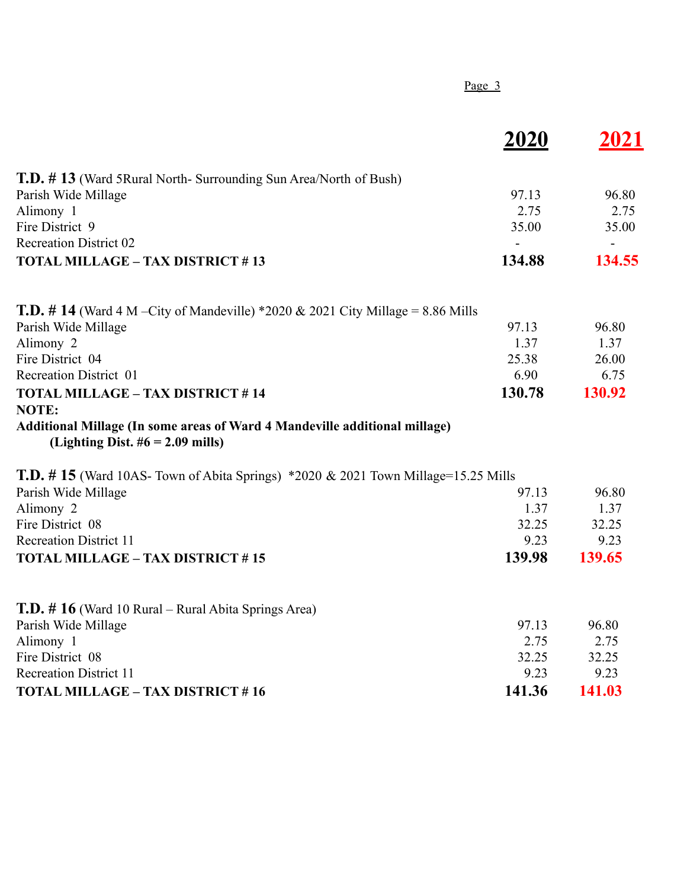| | 2020 | 2021 |
|---|---|---|
| **T.D. # 13** (Ward 5Rural North- Surrounding Sun Area/North of Bush) | | |
| Parish Wide Millage | 97.13 | 96.80 |
| Alimony 1 | 2.75 | 2.75 |
| Fire District 9 | 35.00 | 35.00 |
| Recreation District 02 | - | - |
| **TOTAL MILLAGE – TAX DISTRICT # 13** | **134.88** | **134.55** |
| | | |
| **T.D. # 14** (Ward 4 M –City of Mandeville) *2020 & 2021 City Millage = 8.86 Mills | | |
| Parish Wide Millage | 97.13 | 96.80 |
| Alimony 2 | 1.37 | 1.37 |
| Fire District 04 | 25.38 | 26.00 |
| Recreation District 01 | 6.90 | 6.75 |
| **TOTAL MILLAGE – TAX DISTRICT # 14** | **130.78** | **130.92** |

**NOTE:**
**Additional Millage (In some areas of Ward 4 Mandeville additional millage)**
**(Lighting Dist. #6 = 2.09 mills)**

| | 2020 | 2021 |
|---|---|---|
| **T.D. # 15** (Ward 10AS- Town of Abita Springs) *2020 & 2021 Town Millage=15.25 Mills | | |
| Parish Wide Millage | 97.13 | 96.80 |
| Alimony 2 | 1.37 | 1.37 |
| Fire District 08 | 32.25 | 32.25 |
| Recreation District 11 | 9.23 | 9.23 |
| **TOTAL MILLAGE – TAX DISTRICT # 15** | **139.98** | **139.65** |
| | | |
| **T.D. # 16** (Ward 10 Rural – Rural Abita Springs Area) | | |
| Parish Wide Millage | 97.13 | 96.80 |
| Alimony 1 | 2.75 | 2.75 |
| Fire District 08 | 32.25 | 32.25 |
| Recreation District 11 | 9.23 | 9.23 |
| **TOTAL MILLAGE – TAX DISTRICT # 16** | **141.36** | **141.03** |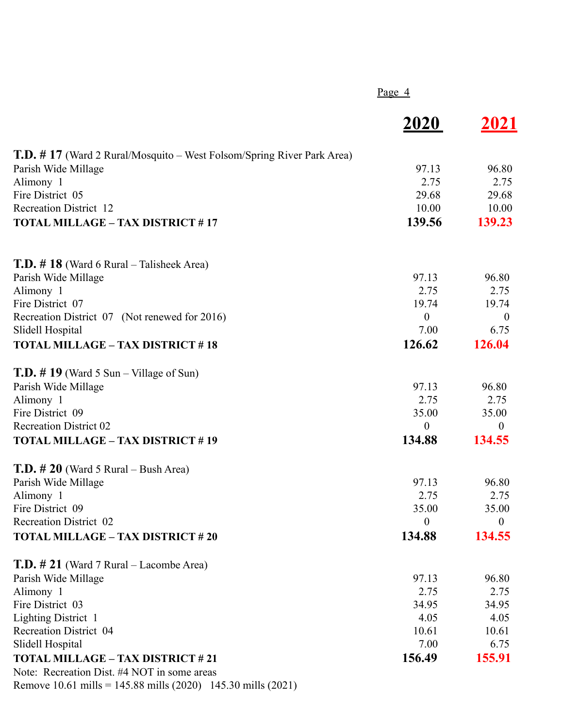| | 2020 | 2021 |
|---|---|---|
| **T.D. # 17** (Ward 2 Rural/Mosquito – West Folsom/Spring River Park Area) | | |
| Parish Wide Millage | 97.13 | 96.80 |
| Alimony 1 | 2.75 | 2.75 |
| Fire District 05 | 29.68 | 29.68 |
| Recreation District 12 | 10.00 | 10.00 |
| **TOTAL MILLAGE – TAX DISTRICT # 17** | **139.56** | **139.23** |
| **T.D. # 18** (Ward 6 Rural – Talisheek Area) | | |
| Parish Wide Millage | 97.13 | 96.80 |
| Alimony 1 | 2.75 | 2.75 |
| Fire District 07 | 19.74 | 19.74 |
| Recreation District 07 (Not renewed for 2016) | 0 | 0 |
| Slidell Hospital | 7.00 | 6.75 |
| **TOTAL MILLAGE – TAX DISTRICT # 18** | **126.62** | **126.04** |
| **T.D. # 19** (Ward 5 Sun – Village of Sun) | | |
| Parish Wide Millage | 97.13 | 96.80 |
| Alimony 1 | 2.75 | 2.75 |
| Fire District 09 | 35.00 | 35.00 |
| Recreation District 02 | 0 | 0 |
| **TOTAL MILLAGE – TAX DISTRICT # 19** | **134.88** | **134.55** |
| **T.D. # 20** (Ward 5 Rural – Bush Area) | | |
| Parish Wide Millage | 97.13 | 96.80 |
| Alimony 1 | 2.75 | 2.75 |
| Fire District 09 | 35.00 | 35.00 |
| Recreation District 02 | 0 | 0 |
| **TOTAL MILLAGE – TAX DISTRICT # 20** | **134.88** | **134.55** |
| **T.D. # 21** (Ward 7 Rural – Lacombe Area) | | |
| Parish Wide Millage | 97.13 | 96.80 |
| Alimony 1 | 2.75 | 2.75 |
| Fire District 03 | 34.95 | 34.95 |
| Lighting District 1 | 4.05 | 4.05 |
| Recreation District 04 | 10.61 | 10.61 |
| Slidell Hospital | 7.00 | 6.75 |
| **TOTAL MILLAGE – TAX DISTRICT # 21** | **156.49** | **155.91** |

Note: Recreation Dist. #4 NOT in some areas
Remove 10.61 mills = 145.88 mills (2020) 145.30 mills (2021)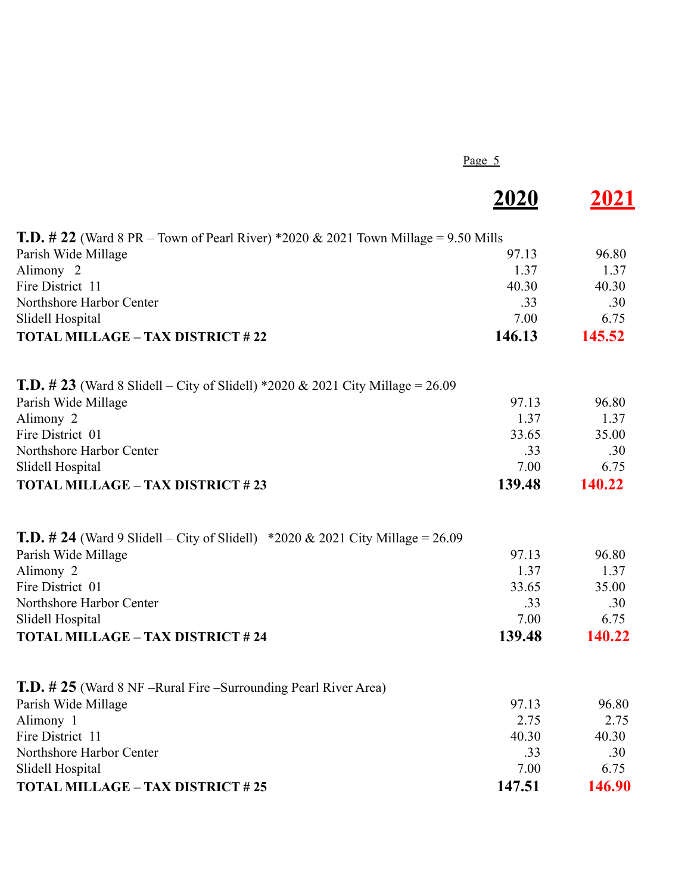| | 2020 | 2021 |
|---|---|---|
| **T.D. # 22** (Ward 8 PR – Town of Pearl River) *2020 & 2021 Town Millage = 9.50 Mills | | |
| Parish Wide Millage | 97.13 | 96.80 |
| Alimony 2 | 1.37 | 1.37 |
| Fire District 11 | 40.30 | 40.30 |
| Northshore Harbor Center | .33 | .30 |
| Slidell Hospital | 7.00 | 6.75 |
| **TOTAL MILLAGE – TAX DISTRICT # 22** | **146.13** | **145.52** |
| | | |
| **T.D. # 23** (Ward 8 Slidell – City of Slidell) *2020 & 2021 City Millage = 26.09 | | |
| Parish Wide Millage | 97.13 | 96.80 |
| Alimony 2 | 1.37 | 1.37 |
| Fire District 01 | 33.65 | 35.00 |
| Northshore Harbor Center | .33 | .30 |
| Slidell Hospital | 7.00 | 6.75 |
| **TOTAL MILLAGE – TAX DISTRICT # 23** | **139.48** | **140.22** |
| | | |
| **T.D. # 24** (Ward 9 Slidell – City of Slidell) *2020 & 2021 City Millage = 26.09 | | |
| Parish Wide Millage | 97.13 | 96.80 |
| Alimony 2 | 1.37 | 1.37 |
| Fire District 01 | 33.65 | 35.00 |
| Northshore Harbor Center | .33 | .30 |
| Slidell Hospital | 7.00 | 6.75 |
| **TOTAL MILLAGE – TAX DISTRICT # 24** | **139.48** | **140.22** |
| | | |
| **T.D. # 25** (Ward 8 NF –Rural Fire –Surrounding Pearl River Area) | | |
| Parish Wide Millage | 97.13 | 96.80 |
| Alimony 1 | 2.75 | 2.75 |
| Fire District 11 | 40.30 | 40.30 |
| Northshore Harbor Center | .33 | .30 |
| Slidell Hospital | 7.00 | 6.75 |
| **TOTAL MILLAGE – TAX DISTRICT # 25** | **147.51** | **146.90** |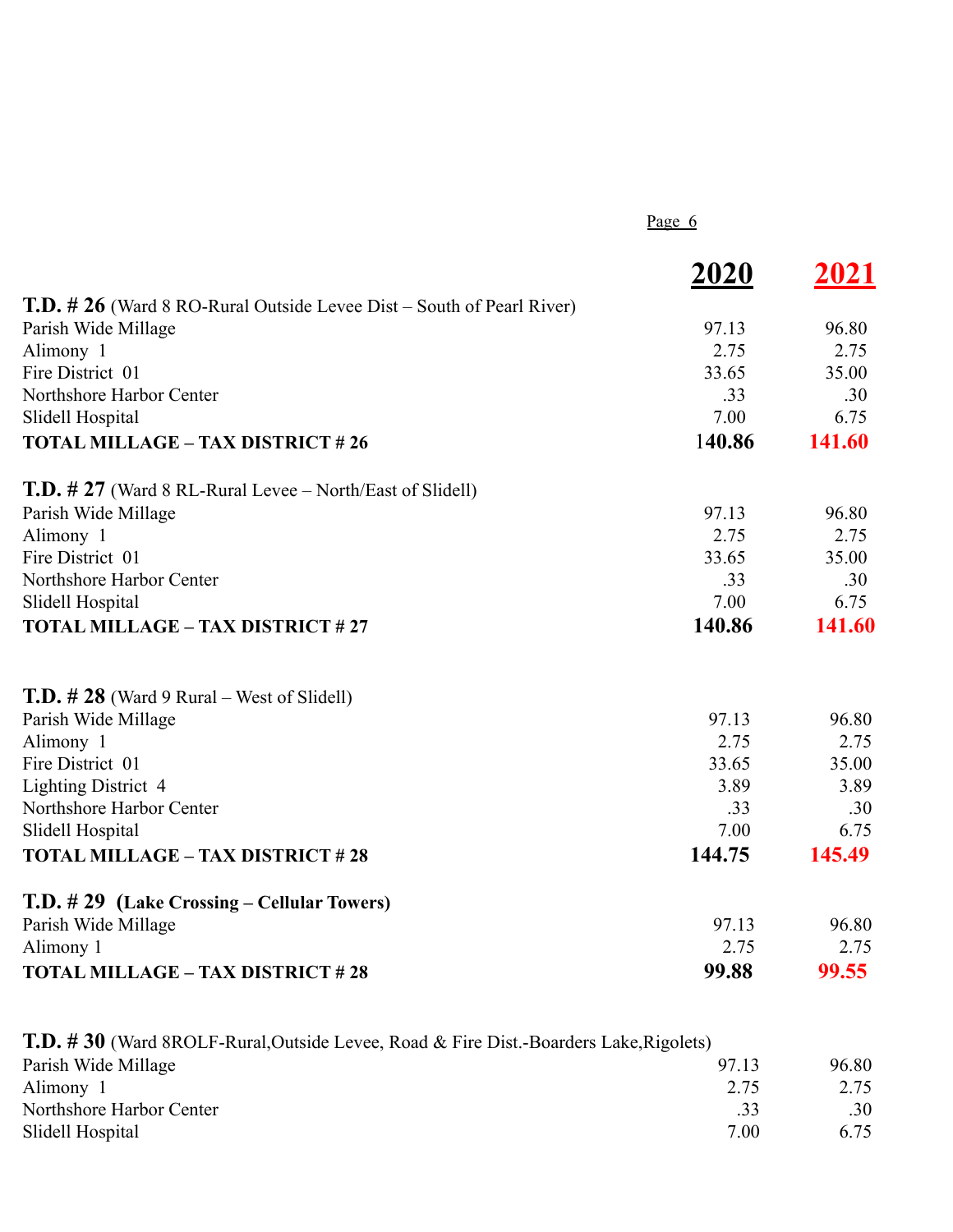| | **2020** | **2021** |
|---|---|---|
| **T.D. # 26** (Ward 8 RO-Rural Outside Levee Dist – South of Pearl River) | | |
| Parish Wide Millage | 97.13 | 96.80 |
| Alimony 1 | 2.75 | 2.75 |
| Fire District 01 | 33.65 | 35.00 |
| Northshore Harbor Center | .33 | .30 |
| Slidell Hospital | 7.00 | 6.75 |
| **TOTAL MILLAGE – TAX DISTRICT # 26** | **140.86** | **141.60** |
| | | |
| **T.D. # 27** (Ward 8 RL-Rural Levee – North/East of Slidell) | | |
| Parish Wide Millage | 97.13 | 96.80 |
| Alimony 1 | 2.75 | 2.75 |
| Fire District 01 | 33.65 | 35.00 |
| Northshore Harbor Center | .33 | .30 |
| Slidell Hospital | 7.00 | 6.75 |
| **TOTAL MILLAGE – TAX DISTRICT # 27** | **140.86** | **141.60** |
| | | |
| **T.D. # 28** (Ward 9 Rural – West of Slidell) | | |
| Parish Wide Millage | 97.13 | 96.80 |
| Alimony 1 | 2.75 | 2.75 |
| Fire District 01 | 33.65 | 35.00 |
| Lighting District 4 | 3.89 | 3.89 |
| Northshore Harbor Center | .33 | .30 |
| Slidell Hospital | 7.00 | 6.75 |
| **TOTAL MILLAGE – TAX DISTRICT # 28** | **144.75** | **145.49** |
| | | |
| **T.D. # 29 (Lake Crossing – Cellular Towers)** | | |
| Parish Wide Millage | 97.13 | 96.80 |
| Alimony 1 | 2.75 | 2.75 |
| **TOTAL MILLAGE – TAX DISTRICT # 28** | **99.88** | **99.55** |
| | | |
| **T.D. # 30** (Ward 8ROLF-Rural,Outside Levee, Road & Fire Dist.-Boarders Lake,Rigolets) | | |
| Parish Wide Millage | 97.13 | 96.80 |
| Alimony 1 | 2.75 | 2.75 |
| Northshore Harbor Center | .33 | .30 |
| Slidell Hospital | 7.00 | 6.75 |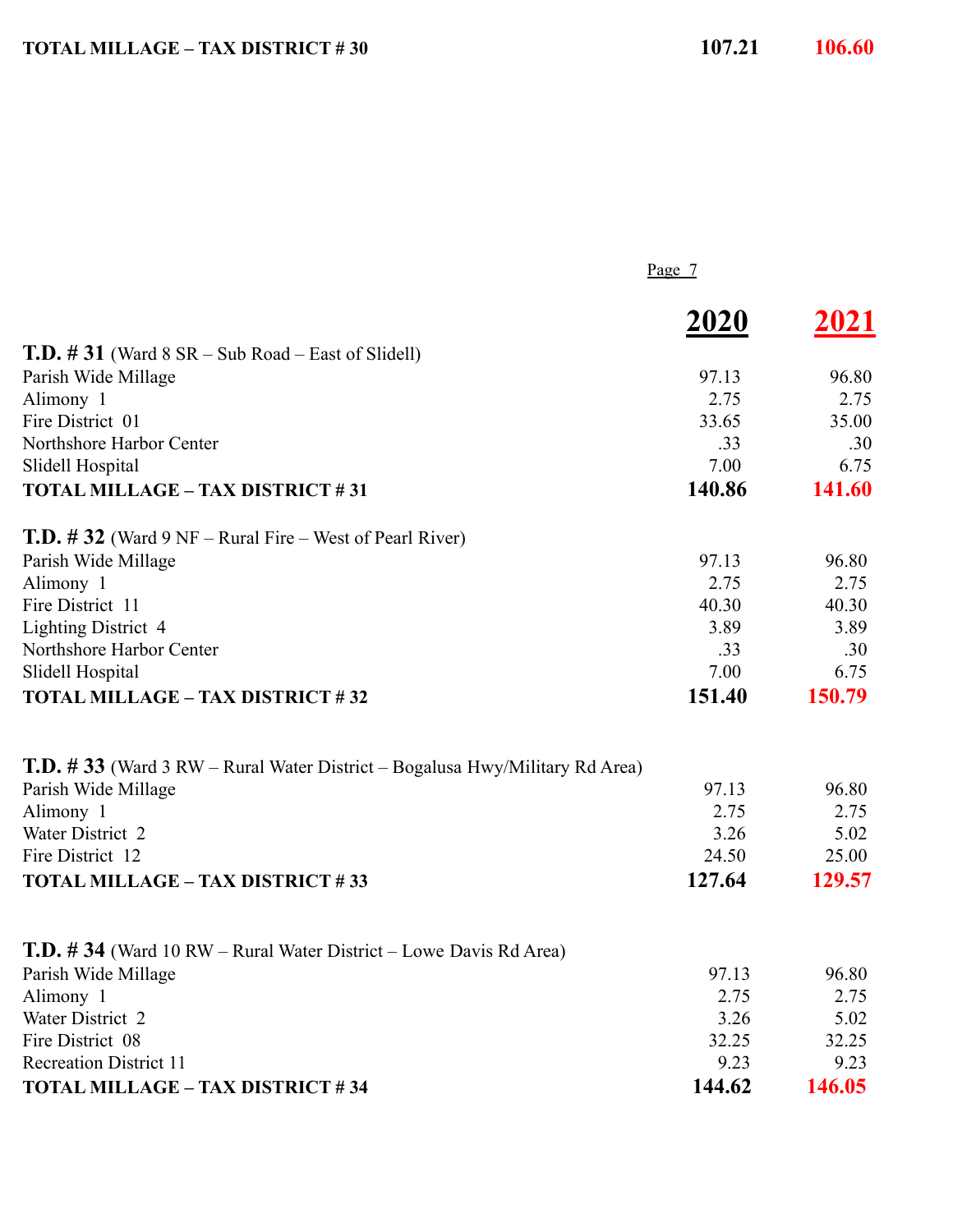| | 2020 | 2021 |
|---|---|---|
| **TOTAL MILLAGE – TAX DISTRICT # 30** | **107.21** | **106.60** |

| | **2020** | **2021** |
|---|---|---|
| **T.D. # 31** (Ward 8 SR – Sub Road – East of Slidell) | | |
| Parish Wide Millage | 97.13 | 96.80 |
| Alimony 1 | 2.75 | 2.75 |
| Fire District 01 | 33.65 | 35.00 |
| Northshore Harbor Center | .33 | .30 |
| Slidell Hospital | 7.00 | 6.75 |
| **TOTAL MILLAGE – TAX DISTRICT # 31** | **140.86** | **141.60** |
| | | |
| **T.D. # 32** (Ward 9 NF – Rural Fire – West of Pearl River) | | |
| Parish Wide Millage | 97.13 | 96.80 |
| Alimony 1 | 2.75 | 2.75 |
| Fire District 11 | 40.30 | 40.30 |
| Lighting District 4 | 3.89 | 3.89 |
| Northshore Harbor Center | .33 | .30 |
| Slidell Hospital | 7.00 | 6.75 |
| **TOTAL MILLAGE – TAX DISTRICT # 32** | **151.40** | **150.79** |
| | | |
| **T.D. # 33** (Ward 3 RW – Rural Water District – Bogalusa Hwy/Military Rd Area) | | |
| Parish Wide Millage | 97.13 | 96.80 |
| Alimony 1 | 2.75 | 2.75 |
| Water District 2 | 3.26 | 5.02 |
| Fire District 12 | 24.50 | 25.00 |
| **TOTAL MILLAGE – TAX DISTRICT # 33** | **127.64** | **129.57** |
| | | |
| **T.D. # 34** (Ward 10 RW – Rural Water District – Lowe Davis Rd Area) | | |
| Parish Wide Millage | 97.13 | 96.80 |
| Alimony 1 | 2.75 | 2.75 |
| Water District 2 | 3.26 | 5.02 |
| Fire District 08 | 32.25 | 32.25 |
| Recreation District 11 | 9.23 | 9.23 |
| **TOTAL MILLAGE – TAX DISTRICT # 34** | **144.62** | **146.05** |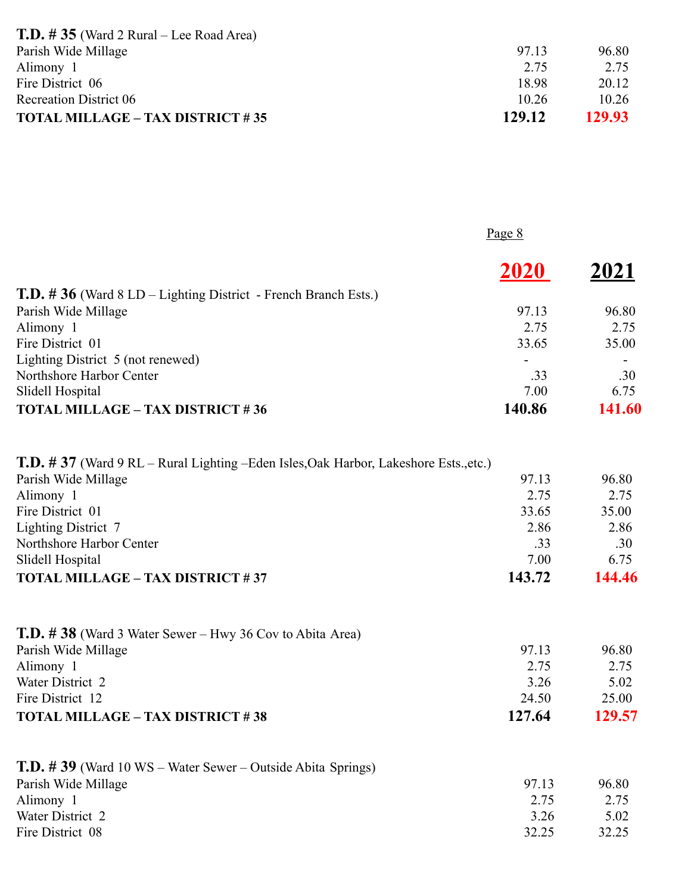**T.D. # 35** (Ward 2 Rural – Lee Road Area)

| | | |
|---|---|---|
| Parish Wide Millage | 97.13 | 96.80 |
| Alimony 1 | 2.75 | 2.75 |
| Fire District 06 | 18.98 | 20.12 |
| Recreation District 06 | 10.26 | 10.26 |
| **TOTAL MILLAGE – TAX DISTRICT # 35** | **129.12** | **129.93** |

| | **2020** | **2021** |
|---|---|---|

**T.D. # 36** (Ward 8 LD – Lighting District - French Branch Ests.)

| | 2020 | 2021 |
|---|---|---|
| Parish Wide Millage | 97.13 | 96.80 |
| Alimony 1 | 2.75 | 2.75 |
| Fire District 01 | 33.65 | 35.00 |
| Lighting District 5 (not renewed) | - | - |
| Northshore Harbor Center | .33 | .30 |
| Slidell Hospital | 7.00 | 6.75 |
| **TOTAL MILLAGE – TAX DISTRICT # 36** | **140.86** | **141.60** |

**T.D. # 37** (Ward 9 RL – Rural Lighting –Eden Isles,Oak Harbor, Lakeshore Ests.,etc.)

| | 2020 | 2021 |
|---|---|---|
| Parish Wide Millage | 97.13 | 96.80 |
| Alimony 1 | 2.75 | 2.75 |
| Fire District 01 | 33.65 | 35.00 |
| Lighting District 7 | 2.86 | 2.86 |
| Northshore Harbor Center | .33 | .30 |
| Slidell Hospital | 7.00 | 6.75 |
| **TOTAL MILLAGE – TAX DISTRICT # 37** | **143.72** | **144.46** |

**T.D. # 38** (Ward 3 Water Sewer – Hwy 36 Cov to Abita Area)

| | 2020 | 2021 |
|---|---|---|
| Parish Wide Millage | 97.13 | 96.80 |
| Alimony 1 | 2.75 | 2.75 |
| Water District 2 | 3.26 | 5.02 |
| Fire District 12 | 24.50 | 25.00 |
| **TOTAL MILLAGE – TAX DISTRICT # 38** | **127.64** | **129.57** |

**T.D. # 39** (Ward 10 WS – Water Sewer – Outside Abita Springs)

| | 2020 | 2021 |
|---|---|---|
| Parish Wide Millage | 97.13 | 96.80 |
| Alimony 1 | 2.75 | 2.75 |
| Water District 2 | 3.26 | 5.02 |
| Fire District 08 | 32.25 | 32.25 |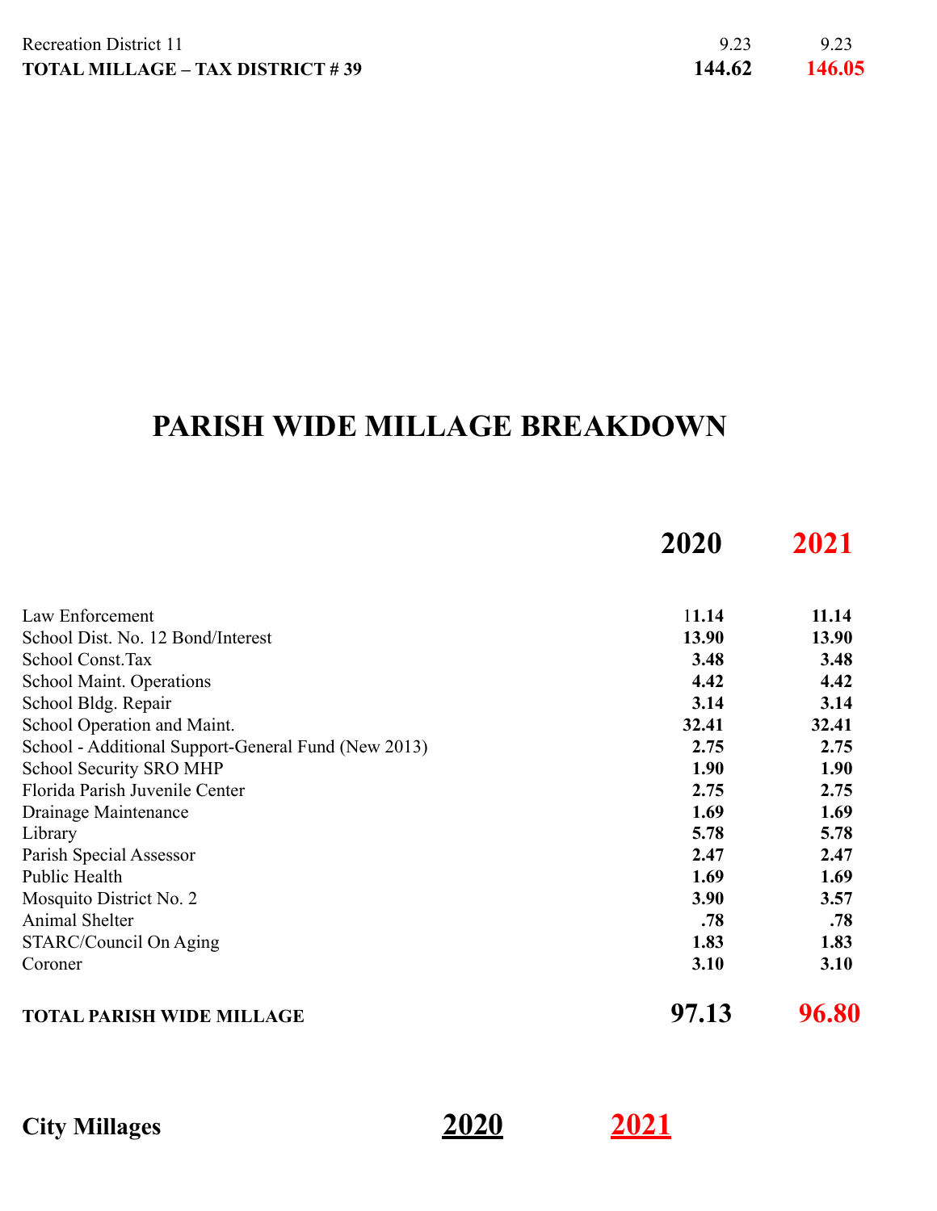| | | |
|---|---|---|
| Recreation District 11 | 9.23 | 9.23 |
| **TOTAL MILLAGE – TAX DISTRICT # 39** | **144.62** | **146.05** |

# PARISH WIDE MILLAGE BREAKDOWN

| | **2020** | **2021** |
|---|---|---|
| Law Enforcement | **11.14** | **11.14** |
| School Dist. No. 12 Bond/Interest | **13.90** | **13.90** |
| School Const.Tax | **3.48** | **3.48** |
| School Maint. Operations | **4.42** | **4.42** |
| School Bldg. Repair | **3.14** | **3.14** |
| School Operation and Maint. | **32.41** | **32.41** |
| School - Additional Support-General Fund (New 2013) | **2.75** | **2.75** |
| School Security SRO MHP | **1.90** | **1.90** |
| Florida Parish Juvenile Center | **2.75** | **2.75** |
| Drainage Maintenance | **1.69** | **1.69** |
| Library | **5.78** | **5.78** |
| Parish Special Assessor | **2.47** | **2.47** |
| Public Health | **1.69** | **1.69** |
| Mosquito District No. 2 | **3.90** | **3.57** |
| Animal Shelter | **.78** | **.78** |
| STARC/Council On Aging | **1.83** | **1.83** |
| Coroner | **3.10** | **3.10** |
| **TOTAL PARISH WIDE MILLAGE** | **97.13** | **96.80** |

| **City Millages** | **2020** | **2021** |
|---|---|---|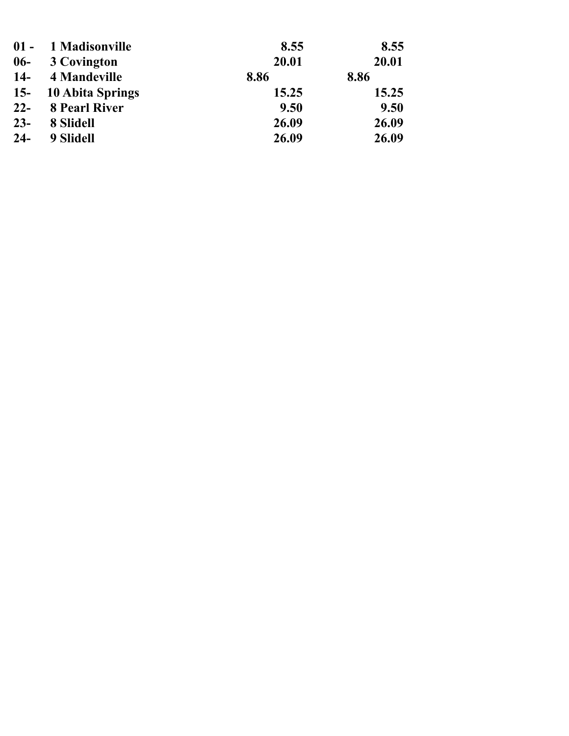| | | | |
|---|---|---|---|
| **01 -** | **1 Madisonville** | **8.55** | **8.55** |
| **06-** | **3 Covington** | **20.01** | **20.01** |
| **14-** | **4 Mandeville** | **8.86** | **8.86** |
| **15-** | **10 Abita Springs** | **15.25** | **15.25** |
| **22-** | **8 Pearl River** | **9.50** | **9.50** |
| **23-** | **8 Slidell** | **26.09** | **26.09** |
| **24-** | **9 Slidell** | **26.09** | **26.09** |